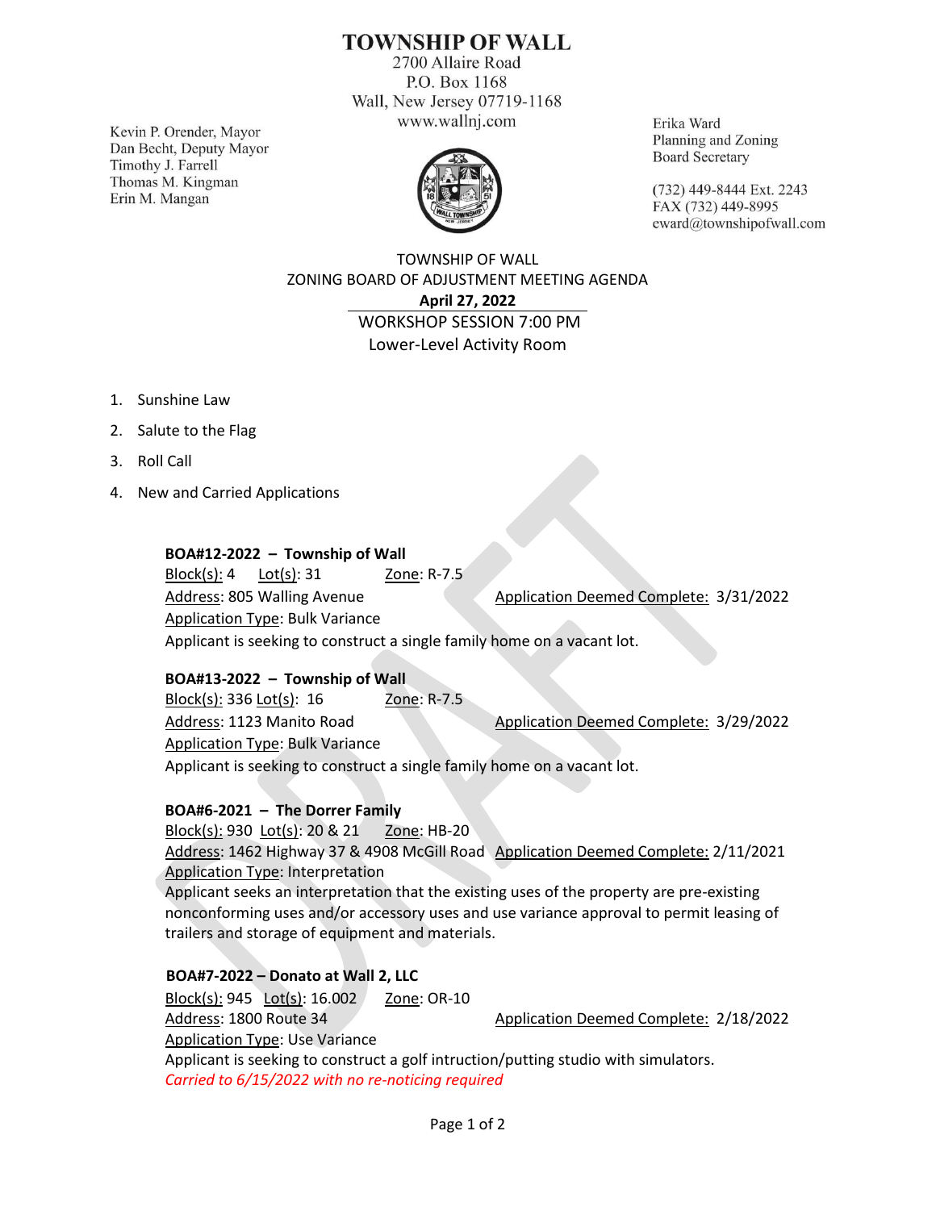# TOWNSHIP OF WALL

2700 Allaire Road
P.O. Box 1168
Wall, New Jersey 07719-1168
www.wallnj.com

Kevin P. Orender, Mayor
Dan Becht, Deputy Mayor
Timothy J. Farrell
Thomas M. Kingman
Erin M. Mangan

Erika Ward
Planning and Zoning
Board Secretary

(732) 449-8444 Ext. 2243
FAX (732) 449-8995
eward@townshipofwall.com

TOWNSHIP OF WALL
ZONING BOARD OF ADJUSTMENT MEETING AGENDA
**April 27, 2022**
WORKSHOP SESSION 7:00 PM
Lower-Level Activity Room

1. Sunshine Law
2. Salute to the Flag
3. Roll Call
4. New and Carried Applications

**BOA#12-2022 – Township of Wall**
Block(s): 4 Lot(s): 31 Zone: R-7.5
Address: 805 Walling Avenue Application Deemed Complete: 3/31/2022
Application Type: Bulk Variance
Applicant is seeking to construct a single family home on a vacant lot.

**BOA#13-2022 – Township of Wall**
Block(s): 336 Lot(s): 16 Zone: R-7.5
Address: 1123 Manito Road Application Deemed Complete: 3/29/2022
Application Type: Bulk Variance
Applicant is seeking to construct a single family home on a vacant lot.

**BOA#6-2021 – The Dorrer Family**
Block(s): 930 Lot(s): 20 & 21 Zone: HB-20
Address: 1462 Highway 37 & 4908 McGill Road Application Deemed Complete: 2/11/2021
Application Type: Interpretation
Applicant seeks an interpretation that the existing uses of the property are pre-existing nonconforming uses and/or accessory uses and use variance approval to permit leasing of trailers and storage of equipment and materials.

**BOA#7-2022 – Donato at Wall 2, LLC**
Block(s): 945 Lot(s): 16.002 Zone: OR-10
Address: 1800 Route 34 Application Deemed Complete: 2/18/2022
Application Type: Use Variance
Applicant is seeking to construct a golf intruction/putting studio with simulators.
*Carried to 6/15/2022 with no re-noticing required*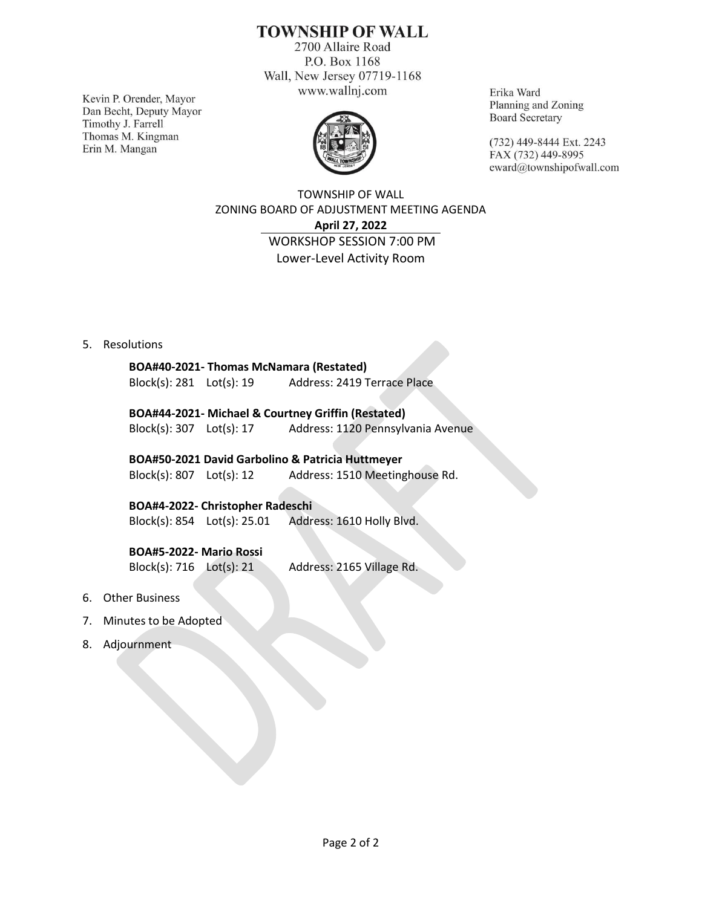# TOWNSHIP OF WALL

2700 Allaire Road
P.O. Box 1168
Wall, New Jersey 07719-1168
www.wallnj.com

Kevin P. Orender, Mayor
Dan Becht, Deputy Mayor
Timothy J. Farrell
Thomas M. Kingman
Erin M. Mangan

Erika Ward
Planning and Zoning
Board Secretary

(732) 449-8444 Ext. 2243
FAX (732) 449-8995
eward@townshipofwall.com

TOWNSHIP OF WALL
ZONING BOARD OF ADJUSTMENT MEETING AGENDA
**April 27, 2022**
WORKSHOP SESSION 7:00 PM
Lower-Level Activity Room

5. Resolutions

   **BOA#40-2021- Thomas McNamara (Restated)**
   Block(s): 281 Lot(s): 19 Address: 2419 Terrace Place

   **BOA#44-2021- Michael & Courtney Griffin (Restated)**
   Block(s): 307 Lot(s): 17 Address: 1120 Pennsylvania Avenue

   **BOA#50-2021 David Garbolino & Patricia Huttmeyer**
   Block(s): 807 Lot(s): 12 Address: 1510 Meetinghouse Rd.

   **BOA#4-2022- Christopher Radeschi**
   Block(s): 854 Lot(s): 25.01 Address: 1610 Holly Blvd.

   **BOA#5-2022- Mario Rossi**
   Block(s): 716 Lot(s): 21 Address: 2165 Village Rd.

6. Other Business
7. Minutes to be Adopted
8. Adjournment

DRAFT